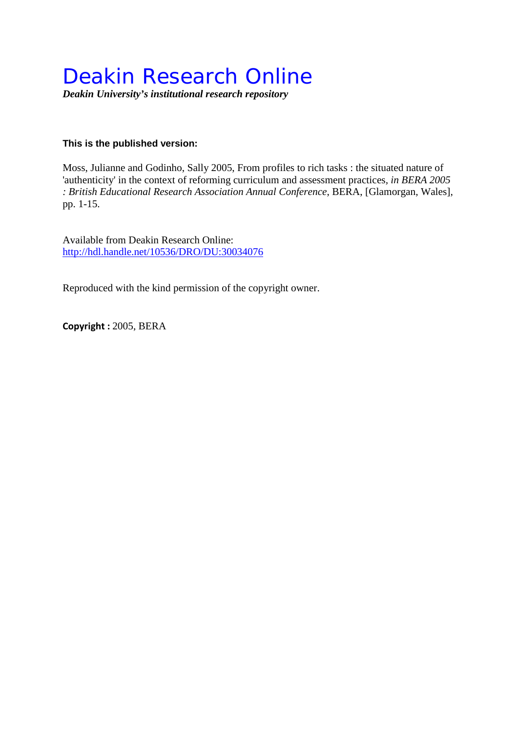# Deakin Research Online

***Deakin University's institutional research repository***

**This is the published version:**

Moss, Julianne and Godinho, Sally 2005, From profiles to rich tasks : the situated nature of 'authenticity' in the context of reforming curriculum and assessment practices, *in BERA 2005 : British Educational Research Association Annual Conference*, BERA, [Glamorgan, Wales], pp. 1-15.

Available from Deakin Research Online:
http://hdl.handle.net/10536/DRO/DU:30034076

Reproduced with the kind permission of the copyright owner.

**Copyright :** 2005, BERA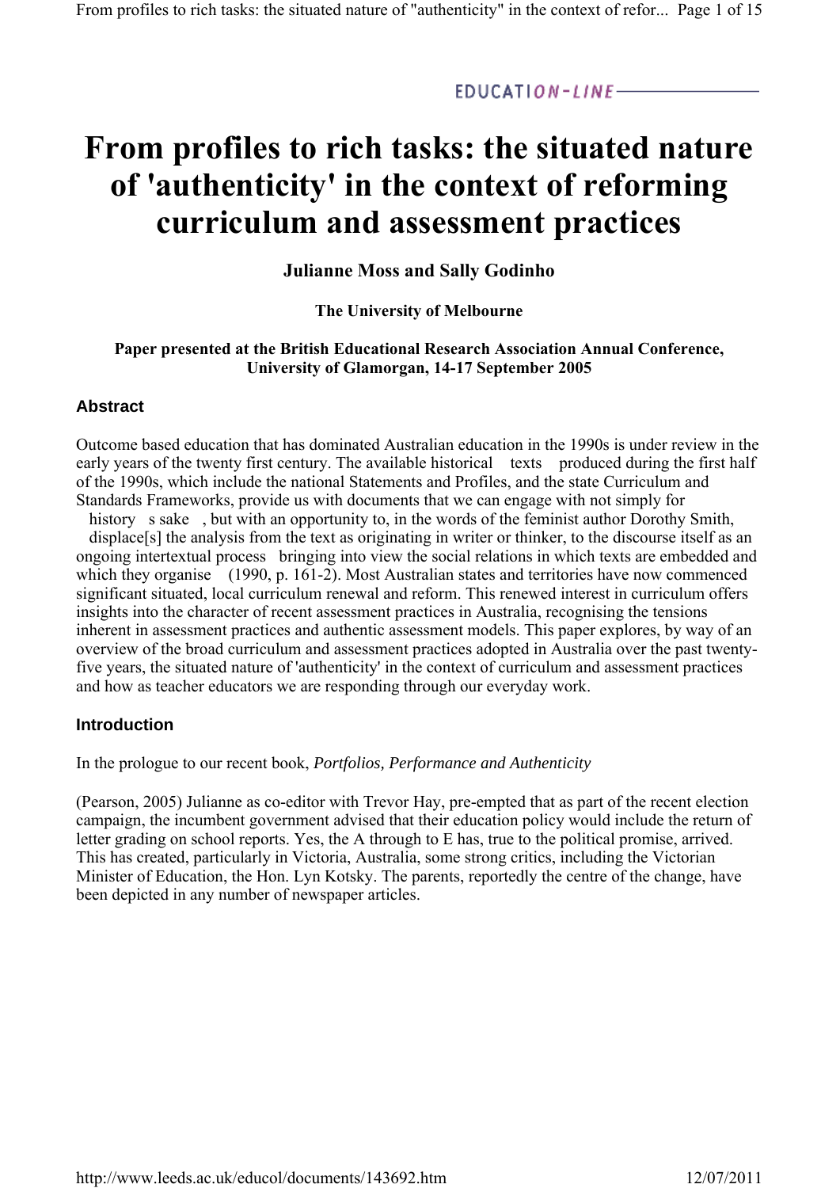EDUCATION-LINE

# From profiles to rich tasks: the situated nature of 'authenticity' in the context of reforming curriculum and assessment practices

**Julianne Moss and Sally Godinho**

**The University of Melbourne**

**Paper presented at the British Educational Research Association Annual Conference, University of Glamorgan, 14-17 September 2005**

## Abstract

Outcome based education that has dominated Australian education in the 1990s is under review in the early years of the twenty first century. The available historical texts produced during the first half of the 1990s, which include the national Statements and Profiles, and the state Curriculum and Standards Frameworks, provide us with documents that we can engage with not simply for history s sake , but with an opportunity to, in the words of the feminist author Dorothy Smith, displace[s] the analysis from the text as originating in writer or thinker, to the discourse itself as an ongoing intertextual process bringing into view the social relations in which texts are embedded and which they organise (1990, p. 161-2). Most Australian states and territories have now commenced significant situated, local curriculum renewal and reform. This renewed interest in curriculum offers insights into the character of recent assessment practices in Australia, recognising the tensions inherent in assessment practices and authentic assessment models. This paper explores, by way of an overview of the broad curriculum and assessment practices adopted in Australia over the past twenty-five years, the situated nature of 'authenticity' in the context of curriculum and assessment practices and how as teacher educators we are responding through our everyday work.

## Introduction

In the prologue to our recent book, *Portfolios, Performance and Authenticity*

(Pearson, 2005) Julianne as co-editor with Trevor Hay, pre-empted that as part of the recent election campaign, the incumbent government advised that their education policy would include the return of letter grading on school reports. Yes, the A through to E has, true to the political promise, arrived. This has created, particularly in Victoria, Australia, some strong critics, including the Victorian Minister of Education, the Hon. Lyn Kotsky. The parents, reportedly the centre of the change, have been depicted in any number of newspaper articles.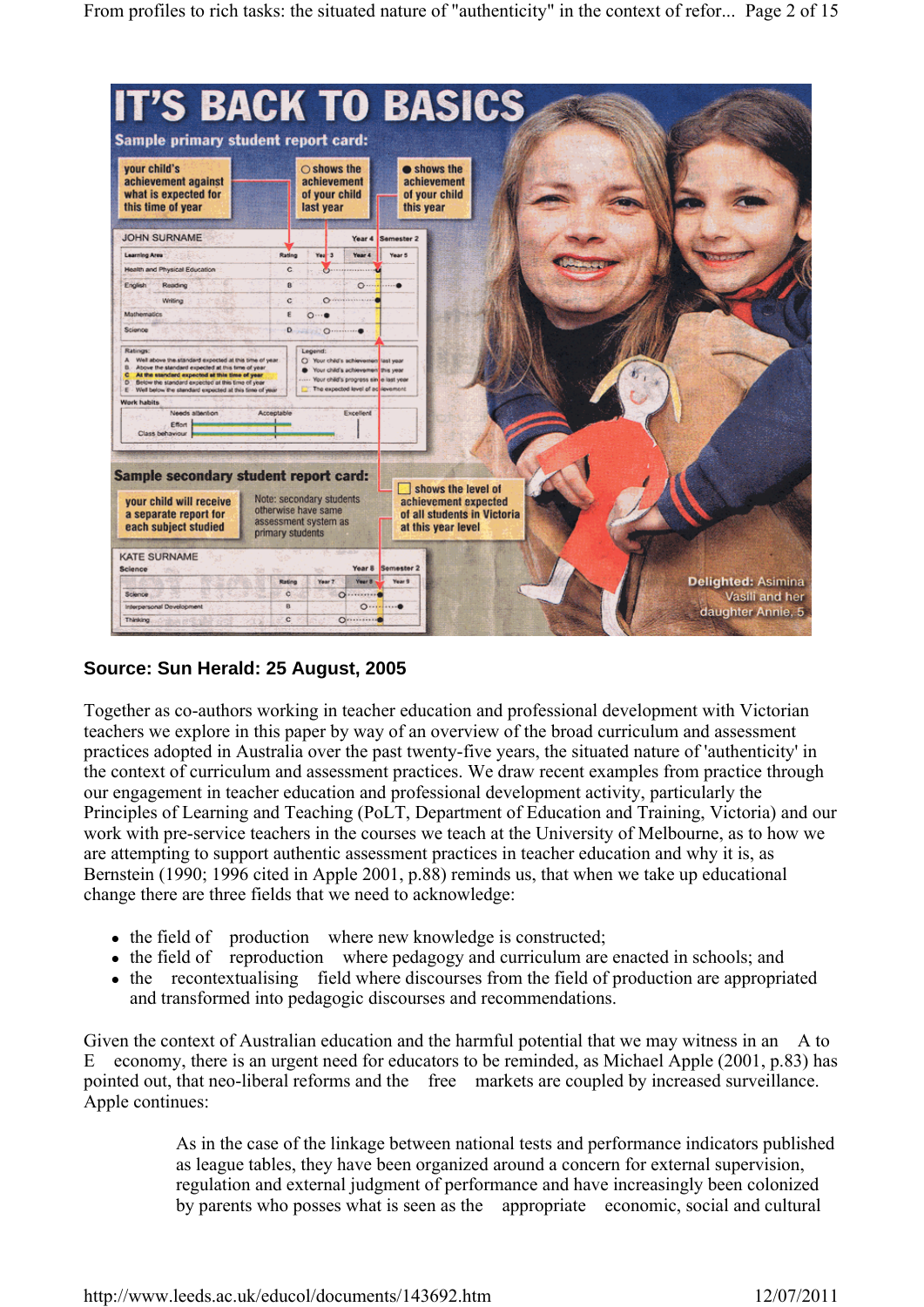**Source: Sun Herald: 25 August, 2005**

Together as co-authors working in teacher education and professional development with Victorian teachers we explore in this paper by way of an overview of the broad curriculum and assessment practices adopted in Australia over the past twenty-five years, the situated nature of 'authenticity' in the context of curriculum and assessment practices. We draw recent examples from practice through our engagement in teacher education and professional development activity, particularly the Principles of Learning and Teaching (PoLT, Department of Education and Training, Victoria) and our work with pre-service teachers in the courses we teach at the University of Melbourne, as to how we are attempting to support authentic assessment practices in teacher education and why it is, as Bernstein (1990; 1996 cited in Apple 2001, p.88) reminds us, that when we take up educational change there are three fields that we need to acknowledge:

- the field of  production  where new knowledge is constructed;
- the field of  reproduction  where pedagogy and curriculum are enacted in schools; and
- the  recontextualising  field where discourses from the field of production are appropriated and transformed into pedagogic discourses and recommendations.

Given the context of Australian education and the harmful potential that we may witness in an  A to E  economy, there is an urgent need for educators to be reminded, as Michael Apple (2001, p.83) has pointed out, that neo-liberal reforms and the  free  markets are coupled by increased surveillance. Apple continues:

> As in the case of the linkage between national tests and performance indicators published as league tables, they have been organized around a concern for external supervision, regulation and external judgment of performance and have increasingly been colonized by parents who posses what is seen as the  appropriate  economic, social and cultural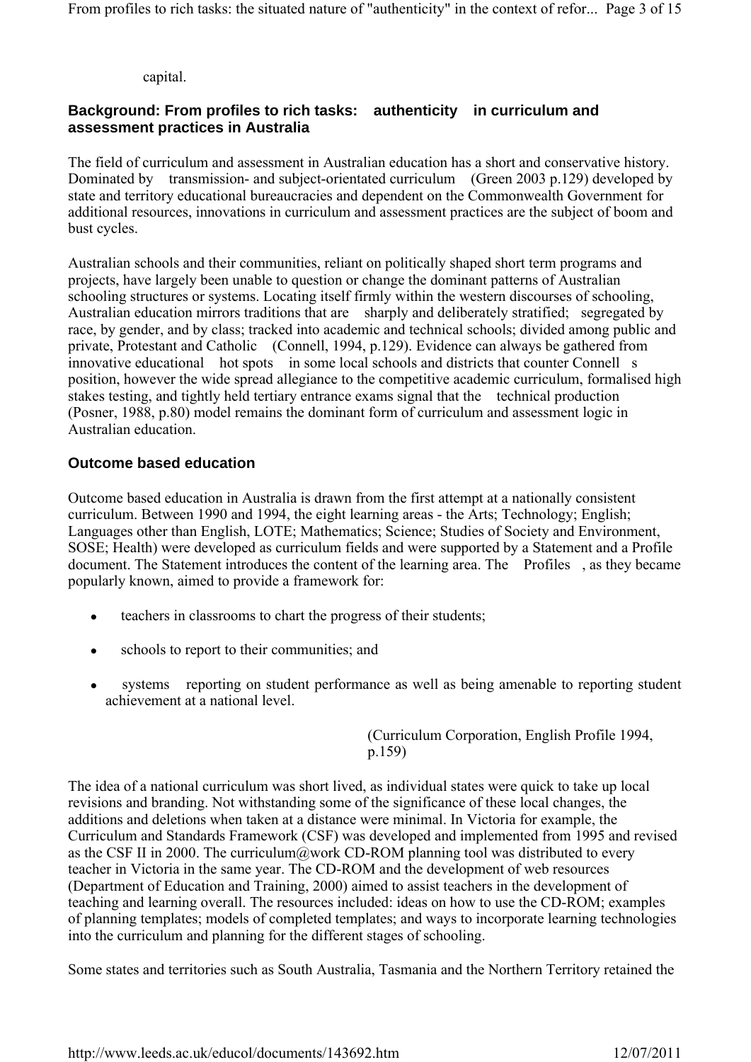capital.

## Background: From profiles to rich tasks: authenticity in curriculum and assessment practices in Australia

The field of curriculum and assessment in Australian education has a short and conservative history. Dominated by transmission- and subject-orientated curriculum (Green 2003 p.129) developed by state and territory educational bureaucracies and dependent on the Commonwealth Government for additional resources, innovations in curriculum and assessment practices are the subject of boom and bust cycles.

Australian schools and their communities, reliant on politically shaped short term programs and projects, have largely been unable to question or change the dominant patterns of Australian schooling structures or systems. Locating itself firmly within the western discourses of schooling, Australian education mirrors traditions that are sharply and deliberately stratified; segregated by race, by gender, and by class; tracked into academic and technical schools; divided among public and private, Protestant and Catholic (Connell, 1994, p.129). Evidence can always be gathered from innovative educational hot spots in some local schools and districts that counter Connell s position, however the wide spread allegiance to the competitive academic curriculum, formalised high stakes testing, and tightly held tertiary entrance exams signal that the technical production (Posner, 1988, p.80) model remains the dominant form of curriculum and assessment logic in Australian education.

## Outcome based education

Outcome based education in Australia is drawn from the first attempt at a nationally consistent curriculum. Between 1990 and 1994, the eight learning areas - the Arts; Technology; English; Languages other than English, LOTE; Mathematics; Science; Studies of Society and Environment, SOSE; Health) were developed as curriculum fields and were supported by a Statement and a Profile document. The Statement introduces the content of the learning area. The Profiles , as they became popularly known, aimed to provide a framework for:

- teachers in classrooms to chart the progress of their students;
- schools to report to their communities; and
- systems reporting on student performance as well as being amenable to reporting student achievement at a national level.

(Curriculum Corporation, English Profile 1994, p.159)

The idea of a national curriculum was short lived, as individual states were quick to take up local revisions and branding. Not withstanding some of the significance of these local changes, the additions and deletions when taken at a distance were minimal. In Victoria for example, the Curriculum and Standards Framework (CSF) was developed and implemented from 1995 and revised as the CSF II in 2000. The curriculum@work CD-ROM planning tool was distributed to every teacher in Victoria in the same year. The CD-ROM and the development of web resources (Department of Education and Training, 2000) aimed to assist teachers in the development of teaching and learning overall. The resources included: ideas on how to use the CD-ROM; examples of planning templates; models of completed templates; and ways to incorporate learning technologies into the curriculum and planning for the different stages of schooling.

Some states and territories such as South Australia, Tasmania and the Northern Territory retained the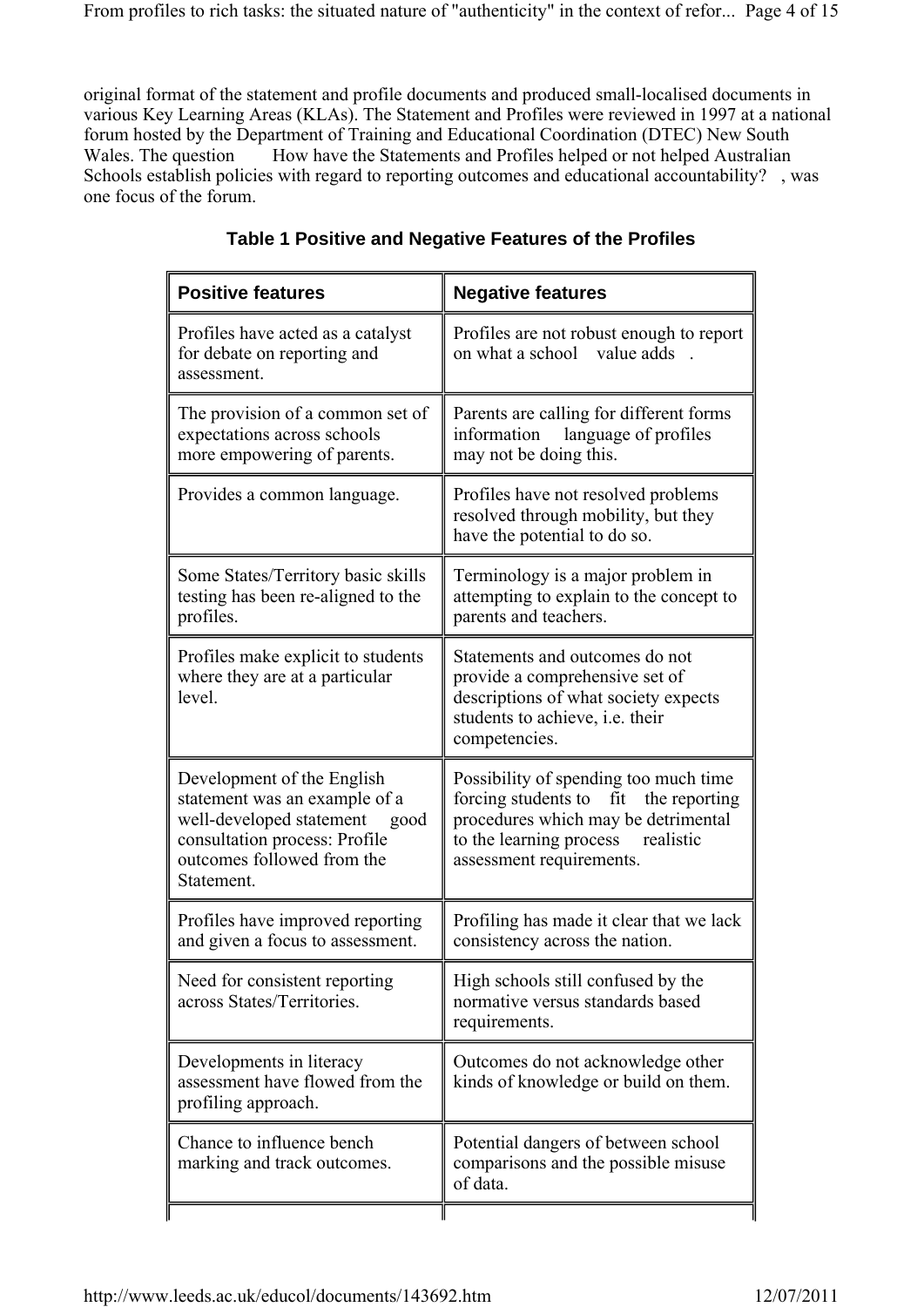original format of the statement and profile documents and produced small-localised documents in various Key Learning Areas (KLAs). The Statement and Profiles were reviewed in 1997 at a national forum hosted by the Department of Training and Educational Coordination (DTEC) New South Wales. The question How have the Statements and Profiles helped or not helped Australian Schools establish policies with regard to reporting outcomes and educational accountability? , was one focus of the forum.

**Table 1 Positive and Negative Features of the Profiles**

| Positive features | Negative features |
|---|---|
| Profiles have acted as a catalyst for debate on reporting and assessment. | Profiles are not robust enough to report on what a school value adds . |
| The provision of a common set of expectations across schools more empowering of parents. | Parents are calling for different forms information language of profiles may not be doing this. |
| Provides a common language. | Profiles have not resolved problems resolved through mobility, but they have the potential to do so. |
| Some States/Territory basic skills testing has been re-aligned to the profiles. | Terminology is a major problem in attempting to explain to the concept to parents and teachers. |
| Profiles make explicit to students where they are at a particular level. | Statements and outcomes do not provide a comprehensive set of descriptions of what society expects students to achieve, i.e. their competencies. |
| Development of the English statement was an example of a well-developed statement good consultation process: Profile outcomes followed from the Statement. | Possibility of spending too much time forcing students to fit the reporting procedures which may be detrimental to the learning process realistic assessment requirements. |
| Profiles have improved reporting and given a focus to assessment. | Profiling has made it clear that we lack consistency across the nation. |
| Need for consistent reporting across States/Territories. | High schools still confused by the normative versus standards based requirements. |
| Developments in literacy assessment have flowed from the profiling approach. | Outcomes do not acknowledge other kinds of knowledge or build on them. |
| Chance to influence bench marking and track outcomes. | Potential dangers of between school comparisons and the possible misuse of data. |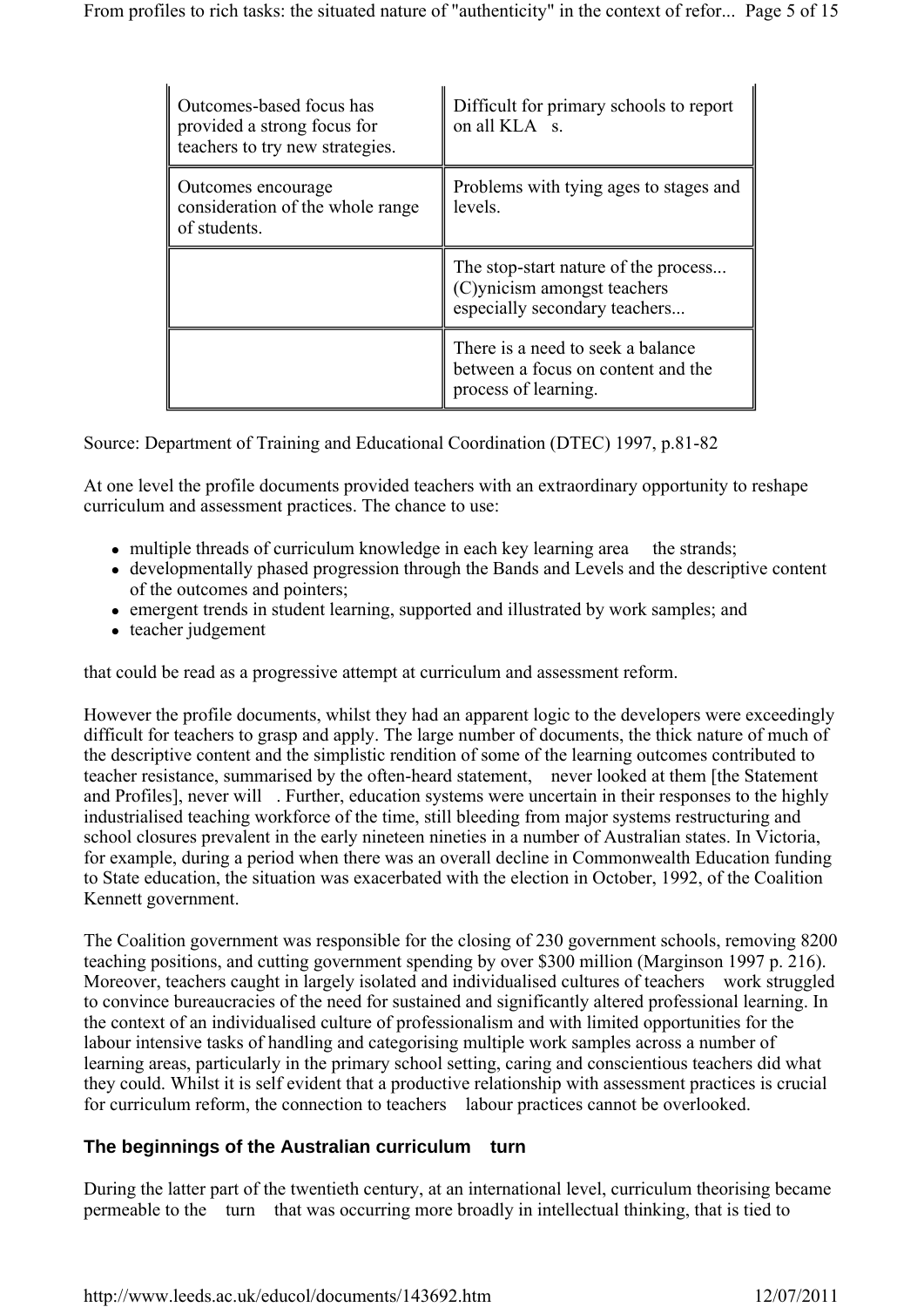| | |
|---|---|
| Outcomes-based focus has provided a strong focus for teachers to try new strategies. | Difficult for primary schools to report on all KLA s. |
| Outcomes encourage consideration of the whole range of students. | Problems with tying ages to stages and levels. |
| | The stop-start nature of the process... (C)ynicism amongst teachers especially secondary teachers... |
| | There is a need to seek a balance between a focus on content and the process of learning. |

Source: Department of Training and Educational Coordination (DTEC) 1997, p.81-82

At one level the profile documents provided teachers with an extraordinary opportunity to reshape curriculum and assessment practices. The chance to use:

- multiple threads of curriculum knowledge in each key learning area the strands;
- developmentally phased progression through the Bands and Levels and the descriptive content of the outcomes and pointers;
- emergent trends in student learning, supported and illustrated by work samples; and
- teacher judgement

that could be read as a progressive attempt at curriculum and assessment reform.

However the profile documents, whilst they had an apparent logic to the developers were exceedingly difficult for teachers to grasp and apply. The large number of documents, the thick nature of much of the descriptive content and the simplistic rendition of some of the learning outcomes contributed to teacher resistance, summarised by the often-heard statement, never looked at them [the Statement and Profiles], never will . Further, education systems were uncertain in their responses to the highly industrialised teaching workforce of the time, still bleeding from major systems restructuring and school closures prevalent in the early nineteen nineties in a number of Australian states. In Victoria, for example, during a period when there was an overall decline in Commonwealth Education funding to State education, the situation was exacerbated with the election in October, 1992, of the Coalition Kennett government.

The Coalition government was responsible for the closing of 230 government schools, removing 8200 teaching positions, and cutting government spending by over $300 million (Marginson 1997 p. 216). Moreover, teachers caught in largely isolated and individualised cultures of teachers work struggled to convince bureaucracies of the need for sustained and significantly altered professional learning. In the context of an individualised culture of professionalism and with limited opportunities for the labour intensive tasks of handling and categorising multiple work samples across a number of learning areas, particularly in the primary school setting, caring and conscientious teachers did what they could. Whilst it is self evident that a productive relationship with assessment practices is crucial for curriculum reform, the connection to teachers labour practices cannot be overlooked.

## The beginnings of the Australian curriculum turn

During the latter part of the twentieth century, at an international level, curriculum theorising became permeable to the turn that was occurring more broadly in intellectual thinking, that is tied to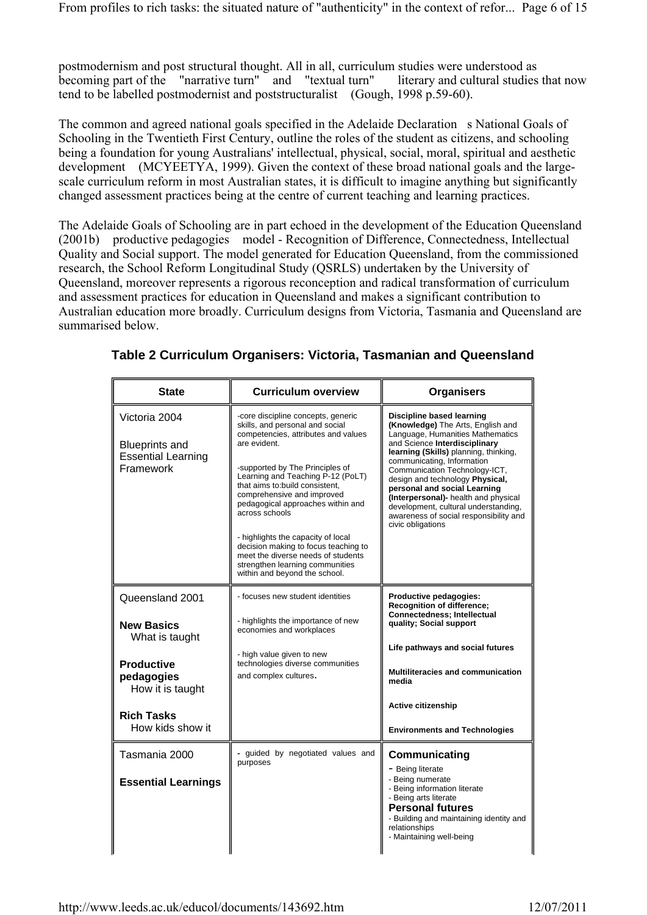postmodernism and post structural thought. All in all, curriculum studies were understood as becoming part of the "narrative turn" and "textual turn" literary and cultural studies that now tend to be labelled postmodernist and poststructuralist (Gough, 1998 p.59-60).

The common and agreed national goals specified in the Adelaide Declaration s National Goals of Schooling in the Twentieth First Century, outline the roles of the student as citizens, and schooling being a foundation for young Australians' intellectual, physical, social, moral, spiritual and aesthetic development (MCYEETYA, 1999). Given the context of these broad national goals and the large-scale curriculum reform in most Australian states, it is difficult to imagine anything but significantly changed assessment practices being at the centre of current teaching and learning practices.

The Adelaide Goals of Schooling are in part echoed in the development of the Education Queensland (2001b) productive pedagogies model - Recognition of Difference, Connectedness, Intellectual Quality and Social support. The model generated for Education Queensland, from the commissioned research, the School Reform Longitudinal Study (QSRLS) undertaken by the University of Queensland, moreover represents a rigorous reconception and radical transformation of curriculum and assessment practices for education in Queensland and makes a significant contribution to Australian education more broadly. Curriculum designs from Victoria, Tasmania and Queensland are summarised below.

**Table 2 Curriculum Organisers: Victoria, Tasmanian and Queensland**

| State | Curriculum overview | Organisers |
|---|---|---|
| Victoria 2004<br><br>Blueprints and Essential Learning Framework | -core discipline concepts, generic skills, and personal and social competencies, attributes and values are evident.<br><br>-supported by The Principles of Learning and Teaching P-12 (PoLT) that aims to:build consistent, comprehensive and improved pedagogical approaches within and across schools<br><br>- highlights the capacity of local decision making to focus teaching to meet the diverse needs of students strengthen learning communities within and beyond the school. | **Discipline based learning (Knowledge)** The Arts, English and Language, Humanities Mathematics and Science **Interdisciplinary learning (Skills)** planning, thinking, communicating, Information Communication Technology-ICT, design and technology **Physical, personal and social Learning (Interpersonal)-** health and physical development, cultural understanding, awareness of social responsibility and civic obligations |
| Queensland 2001<br><br>**New Basics**<br>What is taught<br><br>**Productive pedagogies**<br>How it is taught<br><br>**Rich Tasks**<br>How kids show it | - focuses new student identities<br><br>- highlights the importance of new economies and workplaces<br><br>- high value given to new technologies diverse communities and complex cultures. | **Productive pedagogies: Recognition of difference; Connectedness; Intellectual quality; Social support**<br><br>**Life pathways and social futures**<br><br>**Multiliteracies and communication media**<br><br>**Active citizenship**<br><br>**Environments and Technologies** |
| Tasmania 2000<br><br>**Essential Learnings** | - guided by negotiated values and purposes | **Communicating**<br>- Being literate<br>- Being numerate<br>- Being information literate<br>- Being arts literate<br>**Personal futures**<br>- Building and maintaining identity and relationships<br>- Maintaining well-being |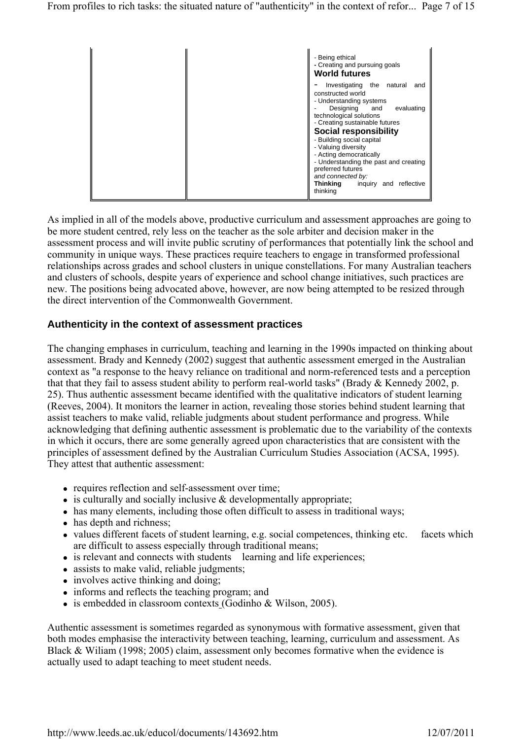| | | - Being ethical<br>- Creating and pursuing goals<br>**World futures**<br>- Investigating the natural and constructed world<br>- Understanding systems<br>- Designing and evaluating technological solutions<br>- Creating sustainable futures<br>**Social responsibility**<br>- Building social capital<br>- Valuing diversity<br>- Acting democratically<br>- Understanding the past and creating preferred futures<br>*and connected by:*<br>**Thinking** inquiry and reflective thinking |
|---|---|---|

As implied in all of the models above, productive curriculum and assessment approaches are going to be more student centred, rely less on the teacher as the sole arbiter and decision maker in the assessment process and will invite public scrutiny of performances that potentially link the school and community in unique ways. These practices require teachers to engage in transformed professional relationships across grades and school clusters in unique constellations. For many Australian teachers and clusters of schools, despite years of experience and school change initiatives, such practices are new. The positions being advocated above, however, are now being attempted to be resized through the direct intervention of the Commonwealth Government.

## Authenticity in the context of assessment practices

The changing emphases in curriculum, teaching and learning in the 1990s impacted on thinking about assessment. Brady and Kennedy (2002) suggest that authentic assessment emerged in the Australian context as "a response to the heavy reliance on traditional and norm-referenced tests and a perception that that they fail to assess student ability to perform real-world tasks" (Brady & Kennedy 2002, p. 25). Thus authentic assessment became identified with the qualitative indicators of student learning (Reeves, 2004). It monitors the learner in action, revealing those stories behind student learning that assist teachers to make valid, reliable judgments about student performance and progress. While acknowledging that defining authentic assessment is problematic due to the variability of the contexts in which it occurs, there are some generally agreed upon characteristics that are consistent with the principles of assessment defined by the Australian Curriculum Studies Association (ACSA, 1995). They attest that authentic assessment:

- requires reflection and self-assessment over time;
- is culturally and socially inclusive & developmentally appropriate;
- has many elements, including those often difficult to assess in traditional ways;
- has depth and richness;
- values different facets of student learning, e.g. social competences, thinking etc. facets which are difficult to assess especially through traditional means;
- is relevant and connects with students learning and life experiences;
- assists to make valid, reliable judgments;
- involves active thinking and doing;
- informs and reflects the teaching program; and
- is embedded in classroom contexts (Godinho & Wilson, 2005).

Authentic assessment is sometimes regarded as synonymous with formative assessment, given that both modes emphasise the interactivity between teaching, learning, curriculum and assessment. As Black & Wiliam (1998; 2005) claim, assessment only becomes formative when the evidence is actually used to adapt teaching to meet student needs.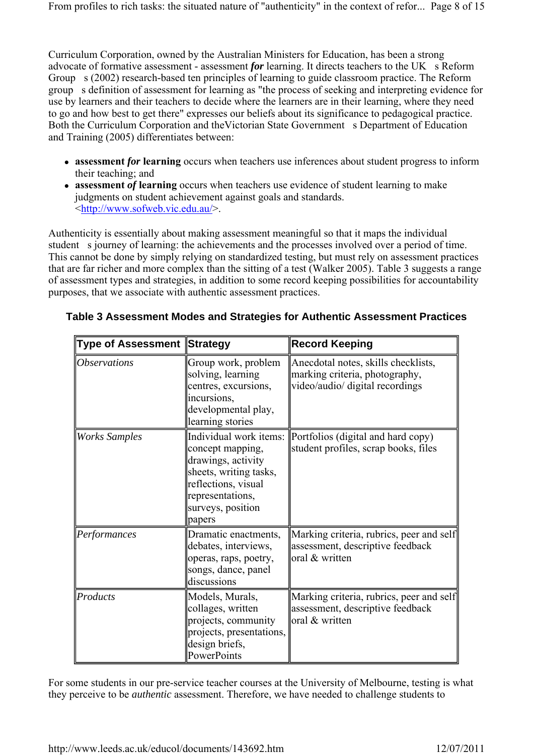Curriculum Corporation, owned by the Australian Ministers for Education, has been a strong advocate of formative assessment - assessment ***for*** learning. It directs teachers to the UK s Reform Group s (2002) research-based ten principles of learning to guide classroom practice. The Reform group s definition of assessment for learning as "the process of seeking and interpreting evidence for use by learners and their teachers to decide where the learners are in their learning, where they need to go and how best to get there" expresses our beliefs about its significance to pedagogical practice. Both the Curriculum Corporation and theVictorian State Government s Department of Education and Training (2005) differentiates between:

- **assessment *for* learning** occurs when teachers use inferences about student progress to inform their teaching; and
- **assessment *of* learning** occurs when teachers use evidence of student learning to make judgments on student achievement against goals and standards. <http://www.sofweb.vic.edu.au/>.

Authenticity is essentially about making assessment meaningful so that it maps the individual student s journey of learning: the achievements and the processes involved over a period of time. This cannot be done by simply relying on standardized testing, but must rely on assessment practices that are far richer and more complex than the sitting of a test (Walker 2005). Table 3 suggests a range of assessment types and strategies, in addition to some record keeping possibilities for accountability purposes, that we associate with authentic assessment practices.

**Table 3 Assessment Modes and Strategies for Authentic Assessment Practices**

| Type of Assessment | Strategy | Record Keeping |
|---|---|---|
| *Observations* | Group work, problem solving, learning centres, excursions, incursions, developmental play, learning stories | Anecdotal notes, skills checklists, marking criteria, photography, video/audio/ digital recordings |
| *Works Samples* | Individual work items: concept mapping, drawings, activity sheets, writing tasks, reflections, visual representations, surveys, position papers | Portfolios (digital and hard copy) student profiles, scrap books, files |
| *Performances* | Dramatic enactments, debates, interviews, operas, raps, poetry, songs, dance, panel discussions | Marking criteria, rubrics, peer and self assessment, descriptive feedback oral & written |
| *Products* | Models, Murals, collages, written projects, community projects, presentations, design briefs, PowerPoints | Marking criteria, rubrics, peer and self assessment, descriptive feedback oral & written |

For some students in our pre-service teacher courses at the University of Melbourne, testing is what they perceive to be *authentic* assessment. Therefore, we have needed to challenge students to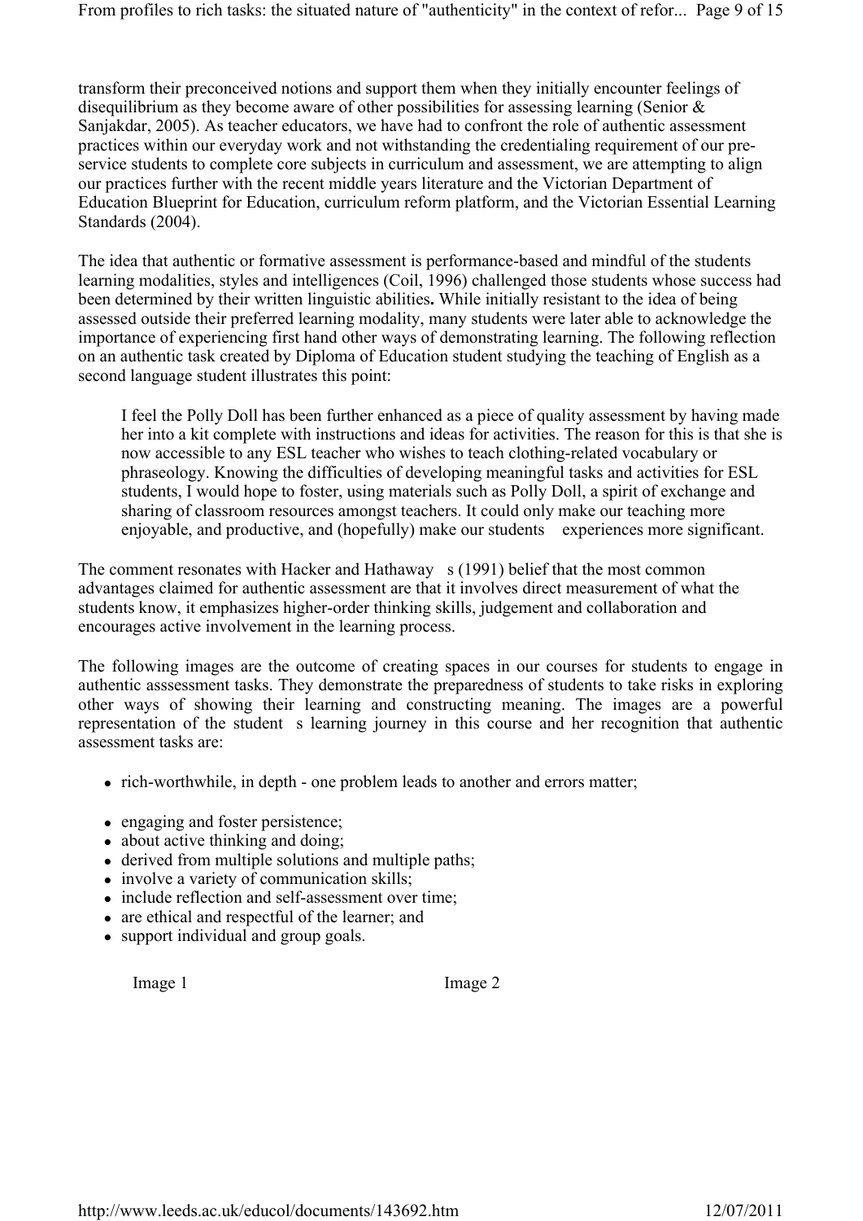transform their preconceived notions and support them when they initially encounter feelings of disequilibrium as they become aware of other possibilities for assessing learning (Senior & Sanjakdar, 2005). As teacher educators, we have had to confront the role of authentic assessment practices within our everyday work and not withstanding the credentialing requirement of our pre-service students to complete core subjects in curriculum and assessment, we are attempting to align our practices further with the recent middle years literature and the Victorian Department of Education Blueprint for Education, curriculum reform platform, and the Victorian Essential Learning Standards (2004).

The idea that authentic or formative assessment is performance-based and mindful of the students learning modalities, styles and intelligences (Coil, 1996) challenged those students whose success had been determined by their written linguistic abilities**.** While initially resistant to the idea of being assessed outside their preferred learning modality, many students were later able to acknowledge the importance of experiencing first hand other ways of demonstrating learning. The following reflection on an authentic task created by Diploma of Education student studying the teaching of English as a second language student illustrates this point:

> I feel the Polly Doll has been further enhanced as a piece of quality assessment by having made her into a kit complete with instructions and ideas for activities. The reason for this is that she is now accessible to any ESL teacher who wishes to teach clothing-related vocabulary or phraseology. Knowing the difficulties of developing meaningful tasks and activities for ESL students, I would hope to foster, using materials such as Polly Doll, a spirit of exchange and sharing of classroom resources amongst teachers. It could only make our teaching more enjoyable, and productive, and (hopefully) make our students experiences more significant.

The comment resonates with Hacker and Hathaway s (1991) belief that the most common advantages claimed for authentic assessment are that it involves direct measurement of what the students know, it emphasizes higher-order thinking skills, judgement and collaboration and encourages active involvement in the learning process.

The following images are the outcome of creating spaces in our courses for students to engage in authentic asssessment tasks. They demonstrate the preparedness of students to take risks in exploring other ways of showing their learning and constructing meaning. The images are a powerful representation of the student s learning journey in this course and her recognition that authentic assessment tasks are:

- rich-worthwhile, in depth - one problem leads to another and errors matter;
- engaging and foster persistence;
- about active thinking and doing;
- derived from multiple solutions and multiple paths;
- involve a variety of communication skills;
- include reflection and self-assessment over time;
- are ethical and respectful of the learner; and
- support individual and group goals.

Image 1 Image 2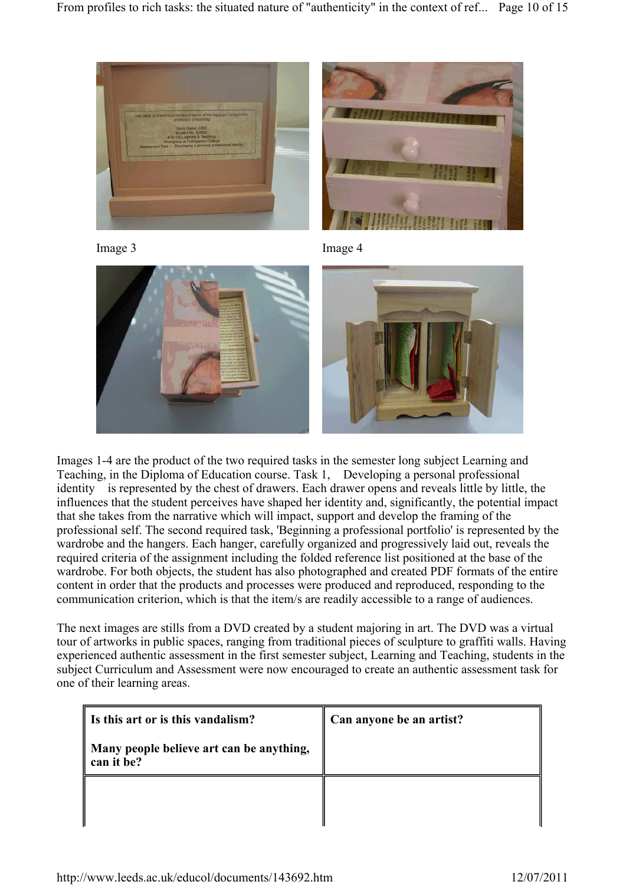Image 3

Image 4

Images 1-4 are the product of the two required tasks in the semester long subject Learning and Teaching, in the Diploma of Education course. Task 1, Developing a personal professional identity is represented by the chest of drawers. Each drawer opens and reveals little by little, the influences that the student perceives have shaped her identity and, significantly, the potential impact that she takes from the narrative which will impact, support and develop the framing of the professional self. The second required task, 'Beginning a professional portfolio' is represented by the wardrobe and the hangers. Each hanger, carefully organized and progressively laid out, reveals the required criteria of the assignment including the folded reference list positioned at the base of the wardrobe. For both objects, the student has also photographed and created PDF formats of the entire content in order that the products and processes were produced and reproduced, responding to the communication criterion, which is that the item/s are readily accessible to a range of audiences.

The next images are stills from a DVD created by a student majoring in art. The DVD was a virtual tour of artworks in public spaces, ranging from traditional pieces of sculpture to graffiti walls. Having experienced authentic assessment in the first semester subject, Learning and Teaching, students in the subject Curriculum and Assessment were now encouraged to create an authentic assessment task for one of their learning areas.

| **Is this art or is this vandalism?** <br><br> **Many people believe art can be anything, can it be?** | **Can anyone be an artist?** |
|---|---|
| | |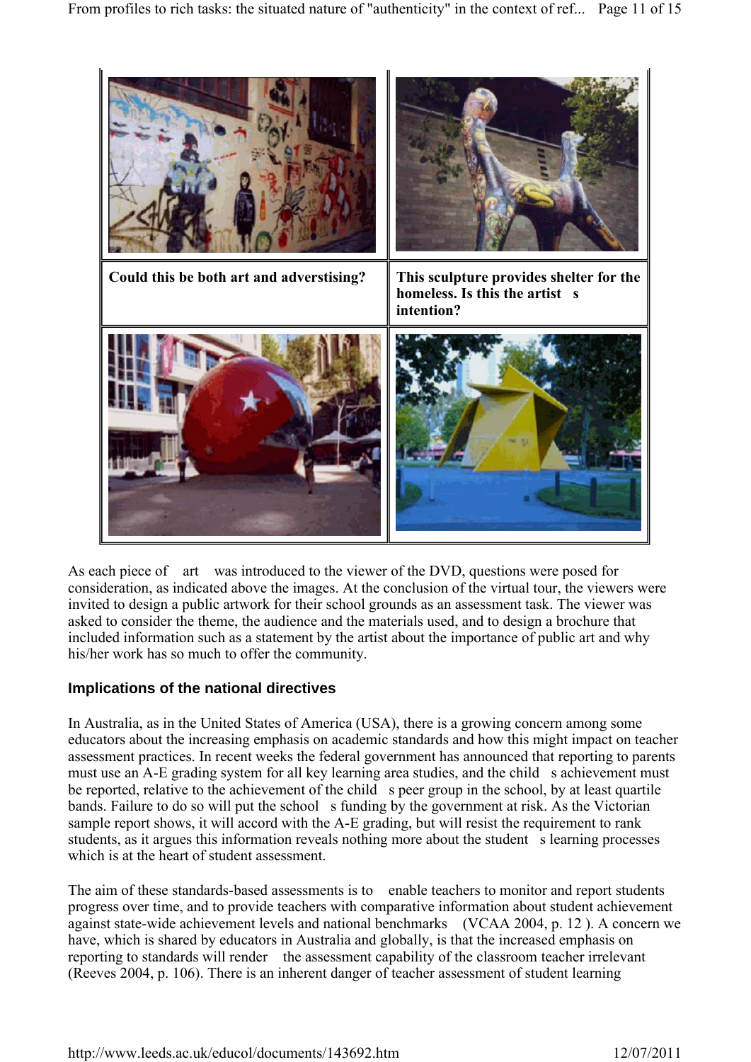| Could this be both art and adverstising? | This sculpture provides shelter for the homeless. Is this the artist s intention? |
|---|---|

As each piece of art was introduced to the viewer of the DVD, questions were posed for consideration, as indicated above the images. At the conclusion of the virtual tour, the viewers were invited to design a public artwork for their school grounds as an assessment task. The viewer was asked to consider the theme, the audience and the materials used, and to design a brochure that included information such as a statement by the artist about the importance of public art and why his/her work has so much to offer the community.

## Implications of the national directives

In Australia, as in the United States of America (USA), there is a growing concern among some educators about the increasing emphasis on academic standards and how this might impact on teacher assessment practices. In recent weeks the federal government has announced that reporting to parents must use an A-E grading system for all key learning area studies, and the child s achievement must be reported, relative to the achievement of the child s peer group in the school, by at least quartile bands. Failure to do so will put the school s funding by the government at risk. As the Victorian sample report shows, it will accord with the A-E grading, but will resist the requirement to rank students, as it argues this information reveals nothing more about the student s learning processes which is at the heart of student assessment.

The aim of these standards-based assessments is to enable teachers to monitor and report students progress over time, and to provide teachers with comparative information about student achievement against state-wide achievement levels and national benchmarks (VCAA 2004, p. 12 ). A concern we have, which is shared by educators in Australia and globally, is that the increased emphasis on reporting to standards will render the assessment capability of the classroom teacher irrelevant (Reeves 2004, p. 106). There is an inherent danger of teacher assessment of student learning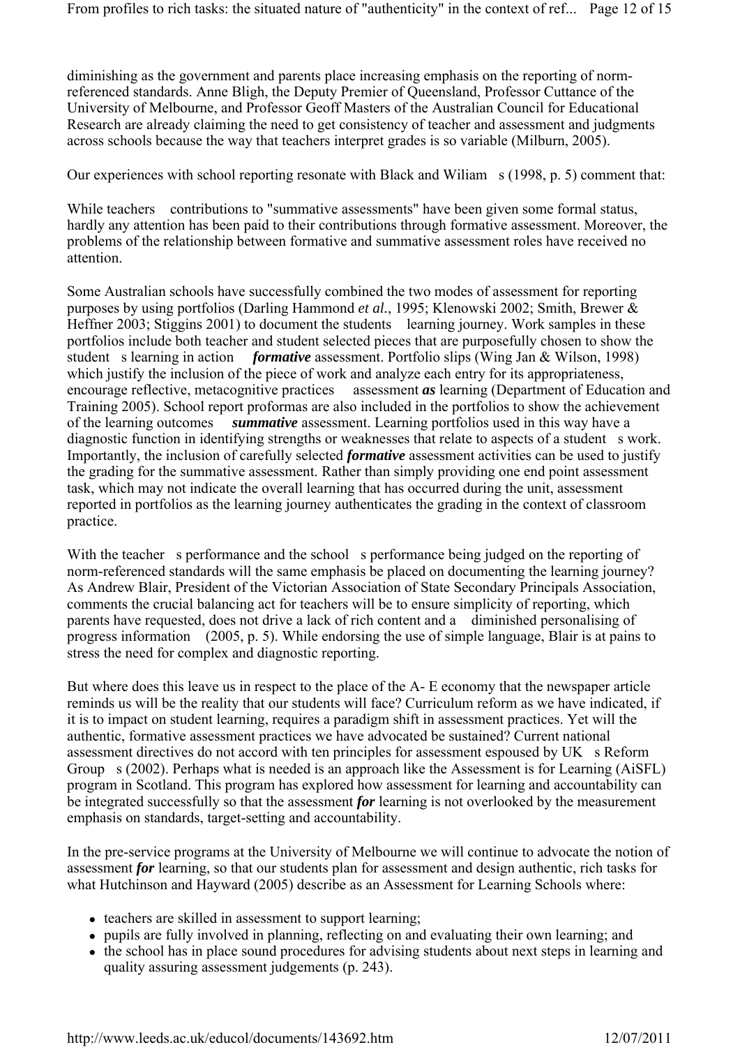diminishing as the government and parents place increasing emphasis on the reporting of norm-referenced standards. Anne Bligh, the Deputy Premier of Queensland, Professor Cuttance of the University of Melbourne, and Professor Geoff Masters of the Australian Council for Educational Research are already claiming the need to get consistency of teacher and assessment and judgments across schools because the way that teachers interpret grades is so variable (Milburn, 2005).

Our experiences with school reporting resonate with Black and Wiliam s (1998, p. 5) comment that:

While teachers contributions to "summative assessments" have been given some formal status, hardly any attention has been paid to their contributions through formative assessment. Moreover, the problems of the relationship between formative and summative assessment roles have received no attention.

Some Australian schools have successfully combined the two modes of assessment for reporting purposes by using portfolios (Darling Hammond *et al.*, 1995; Klenowski 2002; Smith, Brewer & Heffner 2003; Stiggins 2001) to document the students learning journey. Work samples in these portfolios include both teacher and student selected pieces that are purposefully chosen to show the student s learning in action ***formative*** assessment. Portfolio slips (Wing Jan & Wilson, 1998) which justify the inclusion of the piece of work and analyze each entry for its appropriateness, encourage reflective, metacognitive practices assessment ***as*** learning (Department of Education and Training 2005). School report proformas are also included in the portfolios to show the achievement of the learning outcomes ***summative*** assessment. Learning portfolios used in this way have a diagnostic function in identifying strengths or weaknesses that relate to aspects of a student s work. Importantly, the inclusion of carefully selected ***formative*** assessment activities can be used to justify the grading for the summative assessment. Rather than simply providing one end point assessment task, which may not indicate the overall learning that has occurred during the unit, assessment reported in portfolios as the learning journey authenticates the grading in the context of classroom practice.

With the teacher s performance and the school s performance being judged on the reporting of norm-referenced standards will the same emphasis be placed on documenting the learning journey? As Andrew Blair, President of the Victorian Association of State Secondary Principals Association, comments the crucial balancing act for teachers will be to ensure simplicity of reporting, which parents have requested, does not drive a lack of rich content and a diminished personalising of progress information (2005, p. 5). While endorsing the use of simple language, Blair is at pains to stress the need for complex and diagnostic reporting.

But where does this leave us in respect to the place of the A- E economy that the newspaper article reminds us will be the reality that our students will face? Curriculum reform as we have indicated, if it is to impact on student learning, requires a paradigm shift in assessment practices. Yet will the authentic, formative assessment practices we have advocated be sustained? Current national assessment directives do not accord with ten principles for assessment espoused by UK s Reform Group s (2002). Perhaps what is needed is an approach like the Assessment is for Learning (AiSFL) program in Scotland. This program has explored how assessment for learning and accountability can be integrated successfully so that the assessment ***for*** learning is not overlooked by the measurement emphasis on standards, target-setting and accountability.

In the pre-service programs at the University of Melbourne we will continue to advocate the notion of assessment ***for*** learning, so that our students plan for assessment and design authentic, rich tasks for what Hutchinson and Hayward (2005) describe as an Assessment for Learning Schools where:

- teachers are skilled in assessment to support learning;
- pupils are fully involved in planning, reflecting on and evaluating their own learning; and
- the school has in place sound procedures for advising students about next steps in learning and quality assuring assessment judgements (p. 243).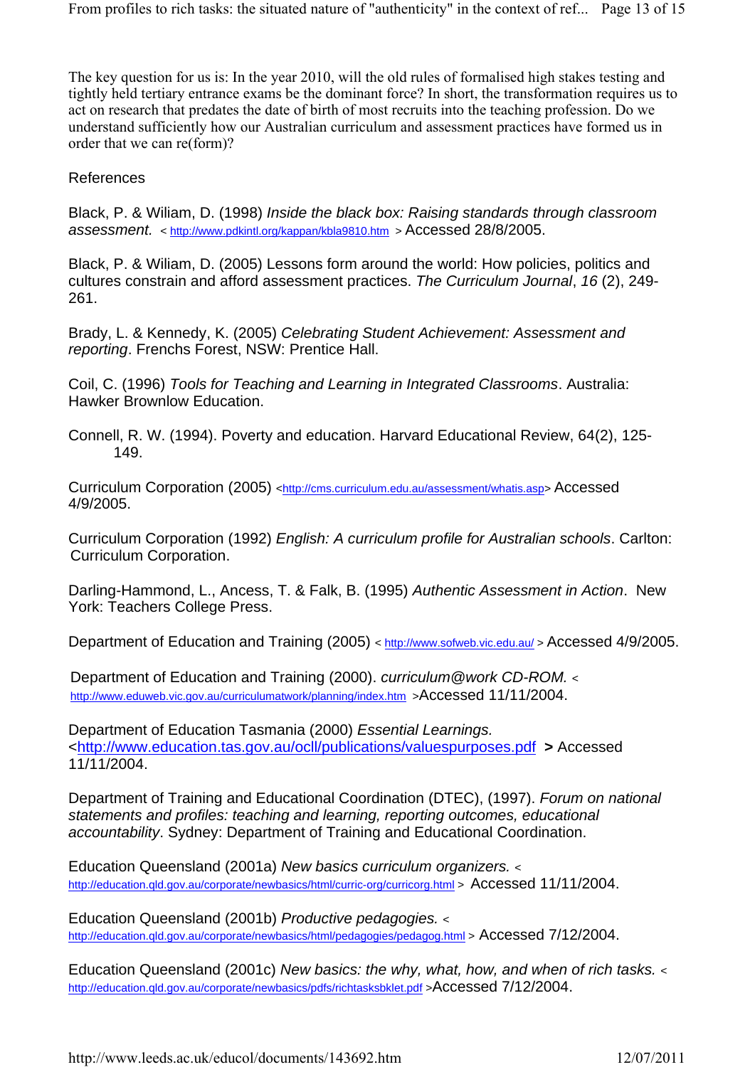The key question for us is: In the year 2010, will the old rules of formalised high stakes testing and tightly held tertiary entrance exams be the dominant force? In short, the transformation requires us to act on research that predates the date of birth of most recruits into the teaching profession. Do we understand sufficiently how our Australian curriculum and assessment practices have formed us in order that we can re(form)?

References

Black, P. & Wiliam, D. (1998) *Inside the black box: Raising standards through classroom assessment.* < http://www.pdkintl.org/kappan/kbla9810.htm > Accessed 28/8/2005.

Black, P. & Wiliam, D. (2005) Lessons form around the world: How policies, politics and cultures constrain and afford assessment practices. *The Curriculum Journal*, *16* (2), 249-261.

Brady, L. & Kennedy, K. (2005) *Celebrating Student Achievement: Assessment and reporting*. Frenchs Forest, NSW: Prentice Hall.

Coil, C. (1996) *Tools for Teaching and Learning in Integrated Classrooms*. Australia: Hawker Brownlow Education.

Connell, R. W. (1994). Poverty and education. Harvard Educational Review, 64(2), 125-149.

Curriculum Corporation (2005) <http://cms.curriculum.edu.au/assessment/whatis.asp> Accessed 4/9/2005.

Curriculum Corporation (1992) *English: A curriculum profile for Australian schools*. Carlton: Curriculum Corporation.

Darling-Hammond, L., Ancess, T. & Falk, B. (1995) *Authentic Assessment in Action*. New York: Teachers College Press.

Department of Education and Training (2005) < http://www.sofweb.vic.edu.au/ > Accessed 4/9/2005.

Department of Education and Training (2000). *curriculum@work CD-ROM.* < http://www.eduweb.vic.gov.au/curriculumatwork/planning/index.htm >Accessed 11/11/2004.

Department of Education Tasmania (2000) *Essential Learnings.* <http://www.education.tas.gov.au/ocll/publications/valuespurposes.pdf **>** Accessed 11/11/2004.

Department of Training and Educational Coordination (DTEC), (1997). *Forum on national statements and profiles: teaching and learning, reporting outcomes, educational accountability*. Sydney: Department of Training and Educational Coordination.

Education Queensland (2001a) *New basics curriculum organizers.* < http://education.qld.gov.au/corporate/newbasics/html/curric-org/curricorg.html > Accessed 11/11/2004.

Education Queensland (2001b) *Productive pedagogies.* < http://education.qld.gov.au/corporate/newbasics/html/pedagogies/pedagog.html > Accessed 7/12/2004.

Education Queensland (2001c) *New basics: the why, what, how, and when of rich tasks.* < http://education.qld.gov.au/corporate/newbasics/pdfs/richtasksbklet.pdf >Accessed 7/12/2004.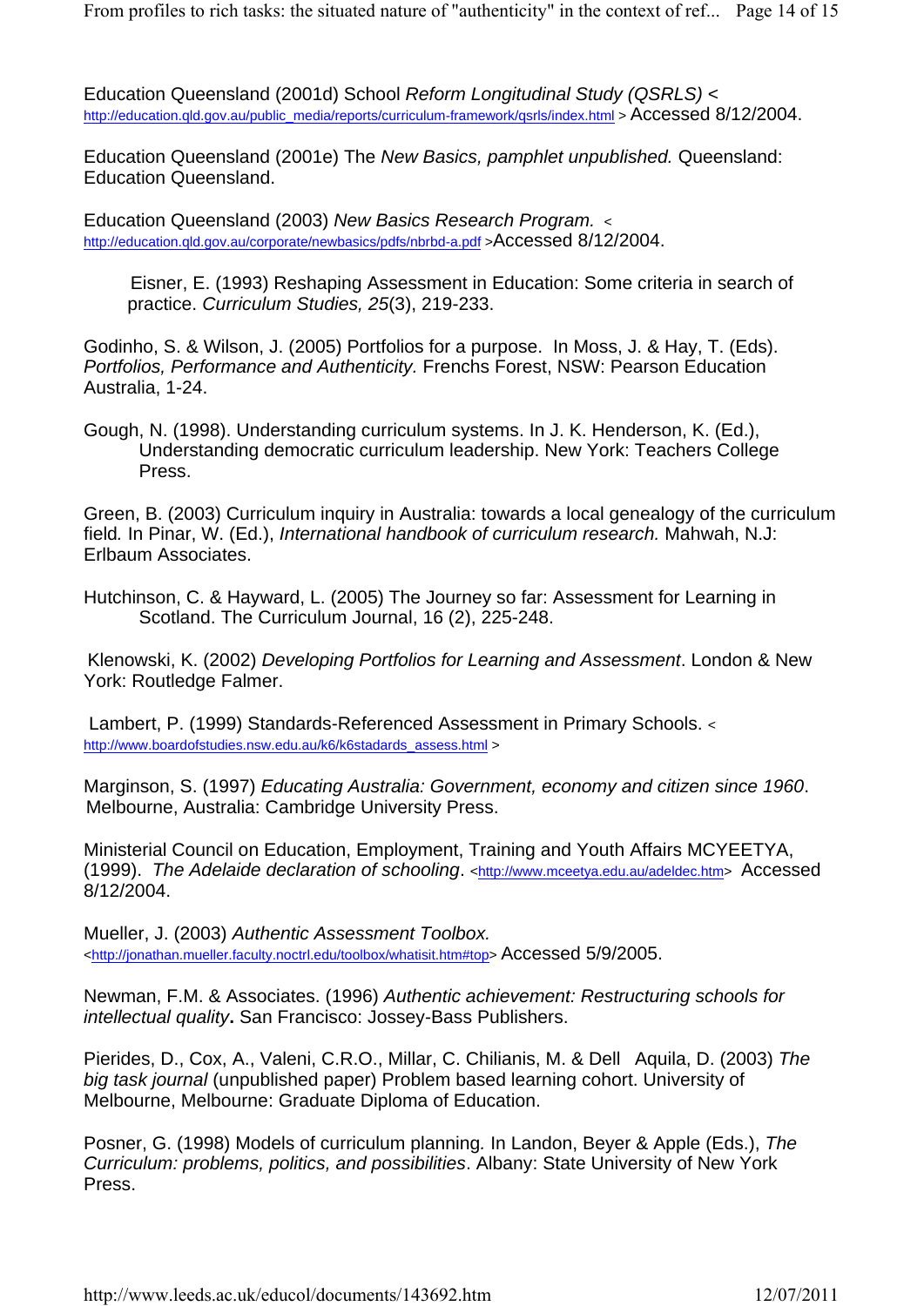Education Queensland (2001d) School *Reform Longitudinal Study (QSRLS)* < http://education.qld.gov.au/public_media/reports/curriculum-framework/qsrls/index.html > Accessed 8/12/2004.

Education Queensland (2001e) The *New Basics, pamphlet unpublished.* Queensland: Education Queensland.

Education Queensland (2003) *New Basics Research Program.* < http://education.qld.gov.au/corporate/newbasics/pdfs/nbrbd-a.pdf >Accessed 8/12/2004.

Eisner, E. (1993) Reshaping Assessment in Education: Some criteria in search of practice. *Curriculum Studies, 25*(3), 219-233.

Godinho, S. & Wilson, J. (2005) Portfolios for a purpose. In Moss, J. & Hay, T. (Eds). *Portfolios, Performance and Authenticity.* Frenchs Forest, NSW: Pearson Education Australia, 1-24.

Gough, N. (1998). Understanding curriculum systems. In J. K. Henderson, K. (Ed.), Understanding democratic curriculum leadership. New York: Teachers College Press.

Green, B. (2003) Curriculum inquiry in Australia: towards a local genealogy of the curriculum field*.* In Pinar, W. (Ed.), *International handbook of curriculum research.* Mahwah, N.J: Erlbaum Associates.

Hutchinson, C. & Hayward, L. (2005) The Journey so far: Assessment for Learning in Scotland. The Curriculum Journal, 16 (2), 225-248.

Klenowski, K. (2002) *Developing Portfolios for Learning and Assessment*. London & New York: Routledge Falmer.

Lambert, P. (1999) Standards-Referenced Assessment in Primary Schools. < http://www.boardofstudies.nsw.edu.au/k6/k6stadards_assess.html >

Marginson, S. (1997) *Educating Australia: Government, economy and citizen since 1960*. Melbourne, Australia: Cambridge University Press.

Ministerial Council on Education, Employment, Training and Youth Affairs MCYEETYA, (1999). *The Adelaide declaration of schooling*. <http://www.mceetya.edu.au/adeldec.htm> Accessed 8/12/2004.

Mueller, J. (2003) *Authentic Assessment Toolbox.* <http://jonathan.mueller.faculty.noctrl.edu/toolbox/whatisit.htm#top> Accessed 5/9/2005.

Newman, F.M. & Associates. (1996) *Authentic achievement: Restructuring schools for intellectual quality***.** San Francisco: Jossey-Bass Publishers.

Pierides, D., Cox, A., Valeni, C.R.O., Millar, C. Chilianis, M. & Dell Aquila, D. (2003) *The big task journal* (unpublished paper) Problem based learning cohort. University of Melbourne, Melbourne: Graduate Diploma of Education.

Posner, G. (1998) Models of curriculum planning*.* In Landon, Beyer & Apple (Eds.), *The Curriculum: problems, politics, and possibilities*. Albany: State University of New York Press.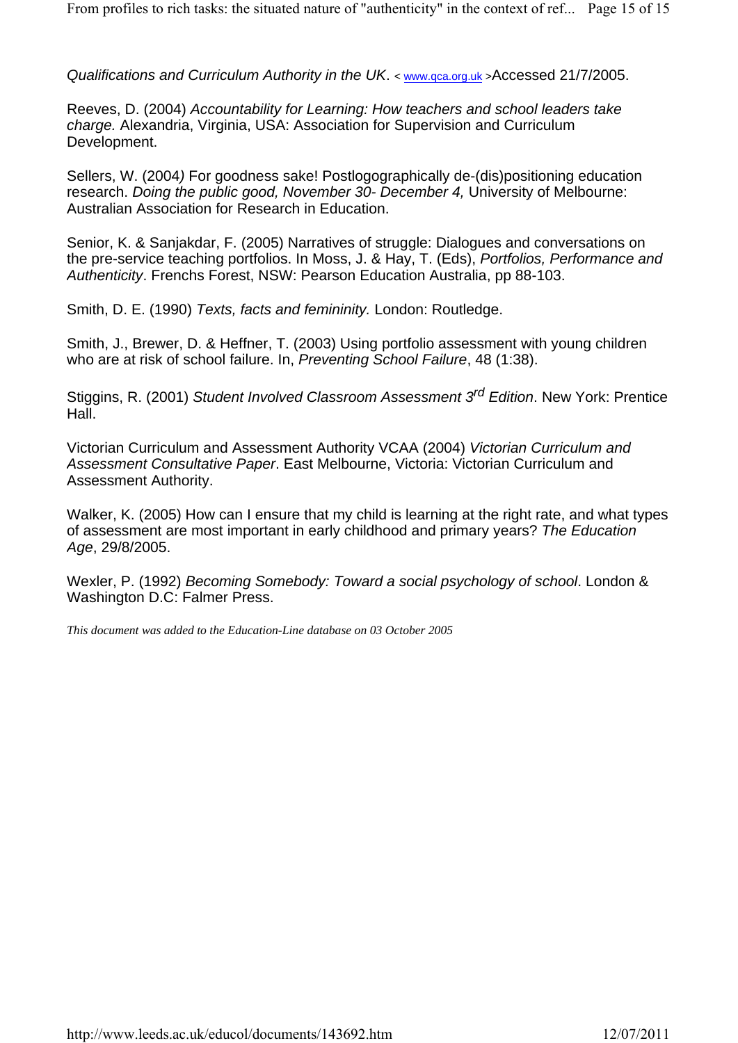*Qualifications and Curriculum Authority in the UK*. < www.qca.org.uk >Accessed 21/7/2005.

Reeves, D. (2004) *Accountability for Learning: How teachers and school leaders take charge.* Alexandria, Virginia, USA: Association for Supervision and Curriculum Development.

Sellers, W. (2004) For goodness sake! Postlogographically de-(dis)positioning education research. *Doing the public good, November 30- December 4,* University of Melbourne: Australian Association for Research in Education.

Senior, K. & Sanjakdar, F. (2005) Narratives of struggle: Dialogues and conversations on the pre-service teaching portfolios. In Moss, J. & Hay, T. (Eds), *Portfolios, Performance and Authenticity*. Frenchs Forest, NSW: Pearson Education Australia, pp 88-103.

Smith, D. E. (1990) *Texts, facts and femininity.* London: Routledge.

Smith, J., Brewer, D. & Heffner, T. (2003) Using portfolio assessment with young children who are at risk of school failure. In, *Preventing School Failure*, 48 (1:38).

Stiggins, R. (2001) *Student Involved Classroom Assessment 3rd Edition*. New York: Prentice Hall.

Victorian Curriculum and Assessment Authority VCAA (2004) *Victorian Curriculum and Assessment Consultative Paper*. East Melbourne, Victoria: Victorian Curriculum and Assessment Authority.

Walker, K. (2005) How can I ensure that my child is learning at the right rate, and what types of assessment are most important in early childhood and primary years? *The Education Age*, 29/8/2005.

Wexler, P. (1992) *Becoming Somebody: Toward a social psychology of school*. London & Washington D.C: Falmer Press.

*This document was added to the Education-Line database on 03 October 2005*